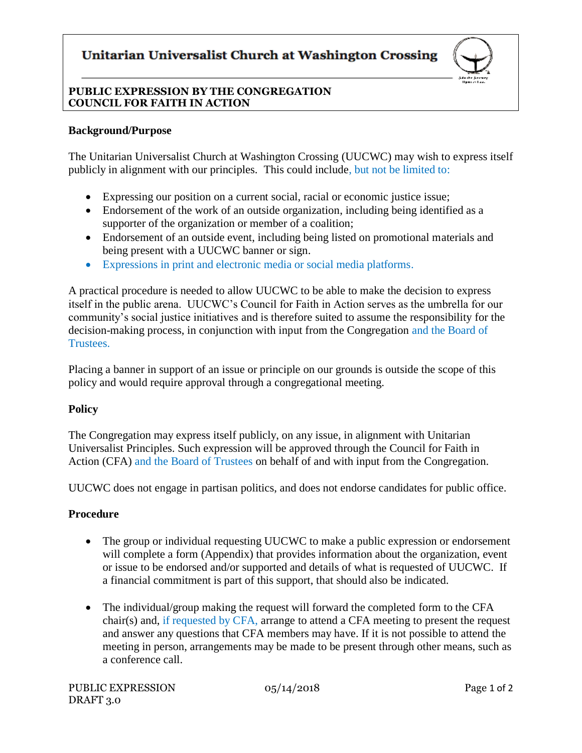# Unitarian Universalist Church at Washington Crossing

**PUBLIC EXPRESSION BY THE CONGREGATION**
**COUNCIL FOR FAITH IN ACTION**

**Background/Purpose**

The Unitarian Universalist Church at Washington Crossing (UUCWC) may wish to express itself publicly in alignment with our principles. This could include, but not be limited to:

- Expressing our position on a current social, racial or economic justice issue;
- Endorsement of the work of an outside organization, including being identified as a supporter of the organization or member of a coalition;
- Endorsement of an outside event, including being listed on promotional materials and being present with a UUCWC banner or sign.
- Expressions in print and electronic media or social media platforms.

A practical procedure is needed to allow UUCWC to be able to make the decision to express itself in the public arena. UUCWC's Council for Faith in Action serves as the umbrella for our community's social justice initiatives and is therefore suited to assume the responsibility for the decision-making process, in conjunction with input from the Congregation and the Board of Trustees.

Placing a banner in support of an issue or principle on our grounds is outside the scope of this policy and would require approval through a congregational meeting.

**Policy**

The Congregation may express itself publicly, on any issue, in alignment with Unitarian Universalist Principles. Such expression will be approved through the Council for Faith in Action (CFA) and the Board of Trustees on behalf of and with input from the Congregation.

UUCWC does not engage in partisan politics, and does not endorse candidates for public office.

**Procedure**

- The group or individual requesting UUCWC to make a public expression or endorsement will complete a form (Appendix) that provides information about the organization, event or issue to be endorsed and/or supported and details of what is requested of UUCWC. If a financial commitment is part of this support, that should also be indicated.

- The individual/group making the request will forward the completed form to the CFA chair(s) and, if requested by CFA, arrange to attend a CFA meeting to present the request and answer any questions that CFA members may have. If it is not possible to attend the meeting in person, arrangements may be made to be present through other means, such as a conference call.

PUBLIC EXPRESSION
DRAFT 3.0
05/14/2018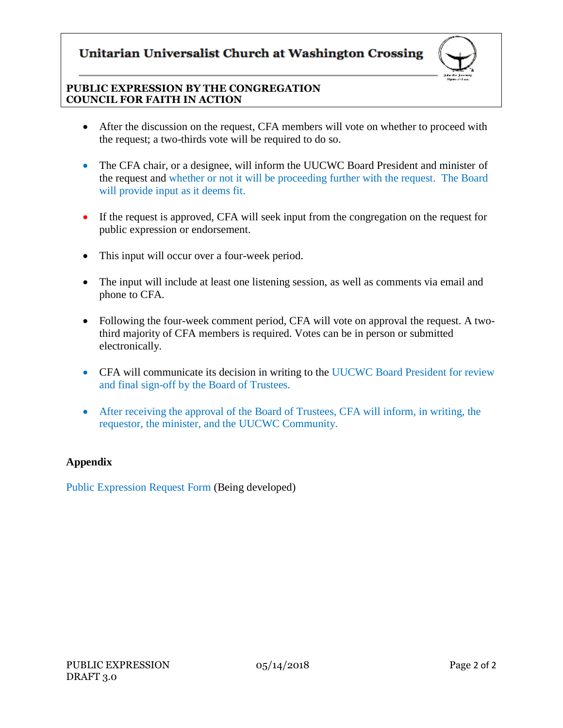- After the discussion on the request, CFA members will vote on whether to proceed with the request; a two-thirds vote will be required to do so.

- The CFA chair, or a designee, will inform the UUCWC Board President and minister of the request and whether or not it will be proceeding further with the request. The Board will provide input as it deems fit.

- If the request is approved, CFA will seek input from the congregation on the request for public expression or endorsement.

- This input will occur over a four-week period.

- The input will include at least one listening session, as well as comments via email and phone to CFA.

- Following the four-week comment period, CFA will vote on approval the request. A two-third majority of CFA members is required. Votes can be in person or submitted electronically.

- CFA will communicate its decision in writing to the UUCWC Board President for review and final sign-off by the Board of Trustees.

- After receiving the approval of the Board of Trustees, CFA will inform, in writing, the requestor, the minister, and the UUCWC Community.

**Appendix**

Public Expression Request Form (Being developed)